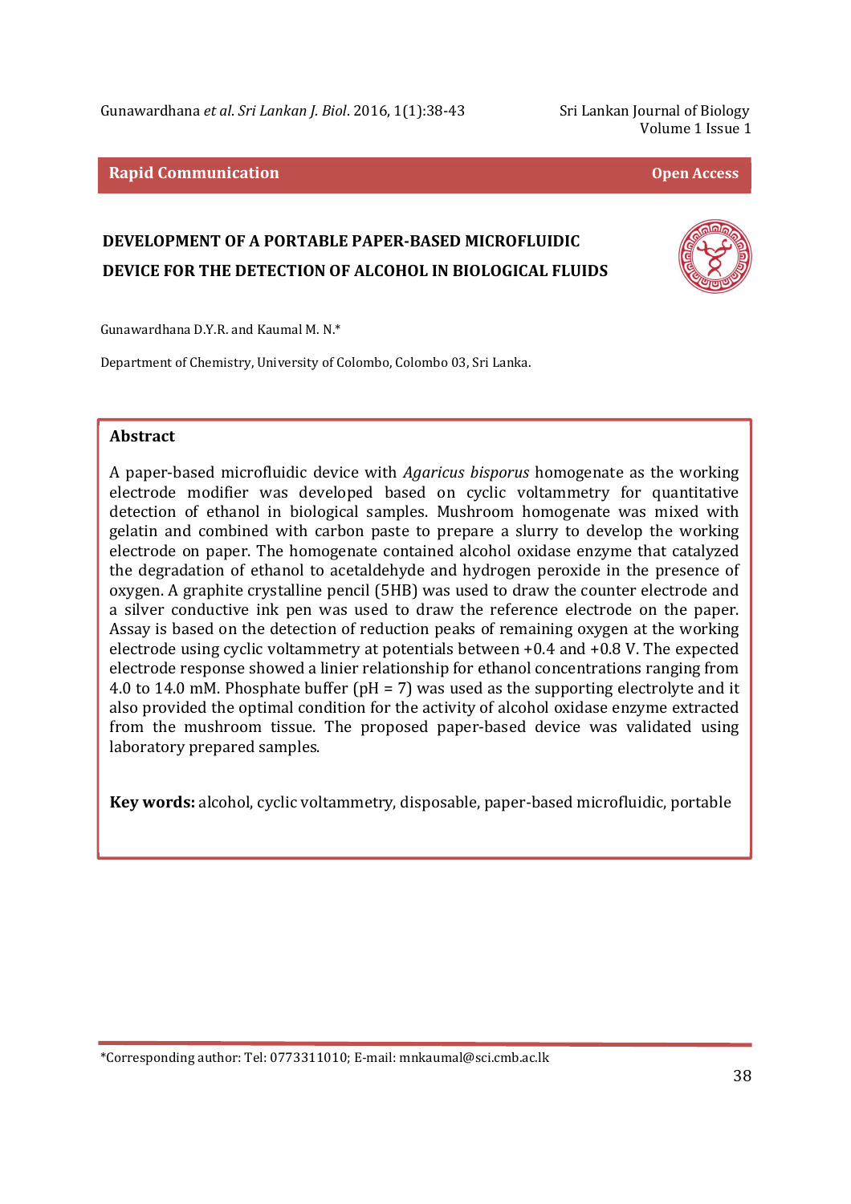**Rapid Communication** **Open Access**

# DEVELOPMENT OF A PORTABLE PAPER-BASED MICROFLUIDIC DEVICE FOR THE DETECTION OF ALCOHOL IN BIOLOGICAL FLUIDS

Gunawardhana D.Y.R. and Kaumal M. N.*

Department of Chemistry, University of Colombo, Colombo 03, Sri Lanka.

## Abstract

A paper-based microfluidic device with *Agaricus bisporus* homogenate as the working electrode modifier was developed based on cyclic voltammetry for quantitative detection of ethanol in biological samples. Mushroom homogenate was mixed with gelatin and combined with carbon paste to prepare a slurry to develop the working electrode on paper. The homogenate contained alcohol oxidase enzyme that catalyzed the degradation of ethanol to acetaldehyde and hydrogen peroxide in the presence of oxygen. A graphite crystalline pencil (5HB) was used to draw the counter electrode and a silver conductive ink pen was used to draw the reference electrode on the paper. Assay is based on the detection of reduction peaks of remaining oxygen at the working electrode using cyclic voltammetry at potentials between +0.4 and +0.8 V. The expected electrode response showed a linier relationship for ethanol concentrations ranging from 4.0 to 14.0 mM. Phosphate buffer (pH = 7) was used as the supporting electrolyte and it also provided the optimal condition for the activity of alcohol oxidase enzyme extracted from the mushroom tissue. The proposed paper-based device was validated using laboratory prepared samples.

**Key words:** alcohol, cyclic voltammetry, disposable, paper-based microfluidic, portable

*Corresponding author: Tel: 0773311010; E-mail: mnkaumal@sci.cmb.ac.lk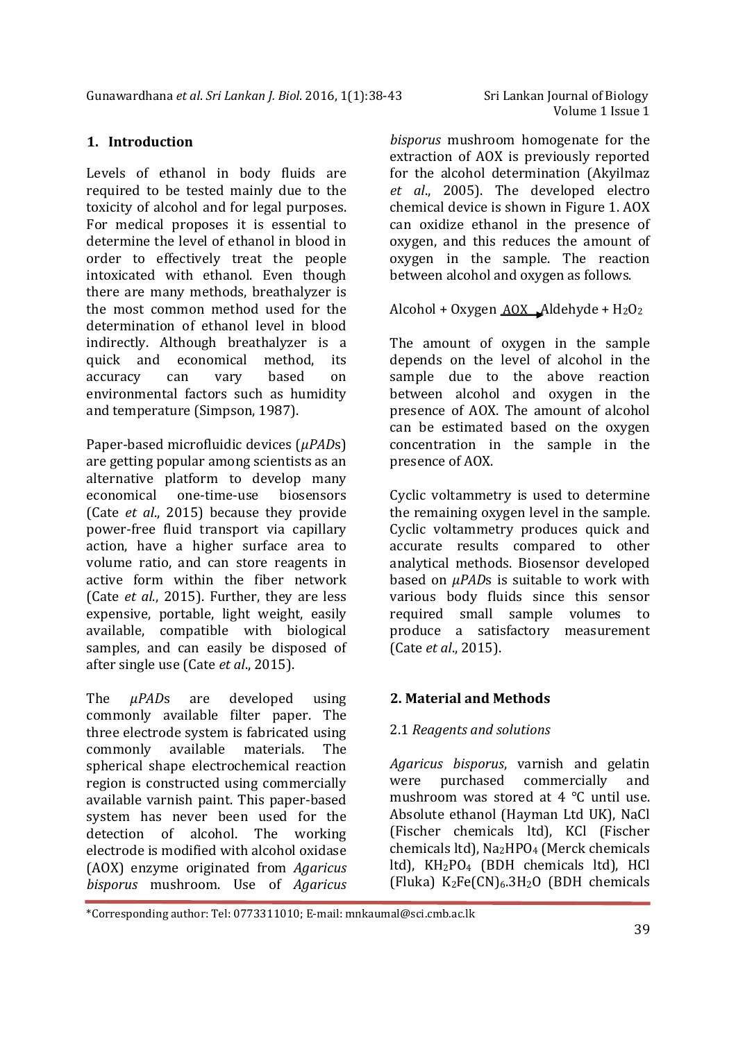## 1. Introduction

Levels of ethanol in body fluids are required to be tested mainly due to the toxicity of alcohol and for legal purposes. For medical proposes it is essential to determine the level of ethanol in blood in order to effectively treat the people intoxicated with ethanol. Even though there are many methods, breathalyzer is the most common method used for the determination of ethanol level in blood indirectly. Although breathalyzer is a quick and economical method, its accuracy can vary based on environmental factors such as humidity and temperature (Simpson, 1987).

Paper-based microfluidic devices (*μPADs*) are getting popular among scientists as an alternative platform to develop many economical one-time-use biosensors (Cate *et al*., 2015) because they provide power-free fluid transport via capillary action, have a higher surface area to volume ratio, and can store reagents in active form within the fiber network (Cate *et al*., 2015). Further, they are less expensive, portable, light weight, easily available, compatible with biological samples, and can easily be disposed of after single use (Cate *et al*., 2015).

The *μPADs* are developed using commonly available filter paper. The three electrode system is fabricated using commonly available materials. The spherical shape electrochemical reaction region is constructed using commercially available varnish paint. This paper-based system has never been used for the detection of alcohol. The working electrode is modified with alcohol oxidase (AOX) enzyme originated from *Agaricus bisporus* mushroom. Use of *Agaricus bisporus* mushroom homogenate for the extraction of AOX is previously reported for the alcohol determination (Akyilmaz *et al*., 2005). The developed electro chemical device is shown in Figure 1. AOX can oxidize ethanol in the presence of oxygen, and this reduces the amount of oxygen in the sample. The reaction between alcohol and oxygen as follows.

$$\text{Alcohol} + \text{Oxygen} \xrightarrow{AOX} \text{Aldehyde} + H_2O_2$$

The amount of oxygen in the sample depends on the level of alcohol in the sample due to the above reaction between alcohol and oxygen in the presence of AOX. The amount of alcohol can be estimated based on the oxygen concentration in the sample in the presence of AOX.

Cyclic voltammetry is used to determine the remaining oxygen level in the sample. Cyclic voltammetry produces quick and accurate results compared to other analytical methods. Biosensor developed based on *μPADs* is suitable to work with various body fluids since this sensor required small sample volumes to produce a satisfactory measurement (Cate *et al*., 2015).

## 2. Material and Methods

2.1 *Reagents and solutions*

*Agaricus bisporus*, varnish and gelatin were purchased commercially and mushroom was stored at 4 °C until use. Absolute ethanol (Hayman Ltd UK), NaCl (Fischer chemicals ltd), KCl (Fischer chemicals ltd), $Na_2HPO_4$ (Merck chemicals ltd), $KH_2PO_4$ (BDH chemicals ltd), HCl (Fluka) $K_2Fe(CN)_6.3H_2O$ (BDH chemicals

*Corresponding author: Tel: 0773311010; E-mail: mnkaumal@sci.cmb.ac.lk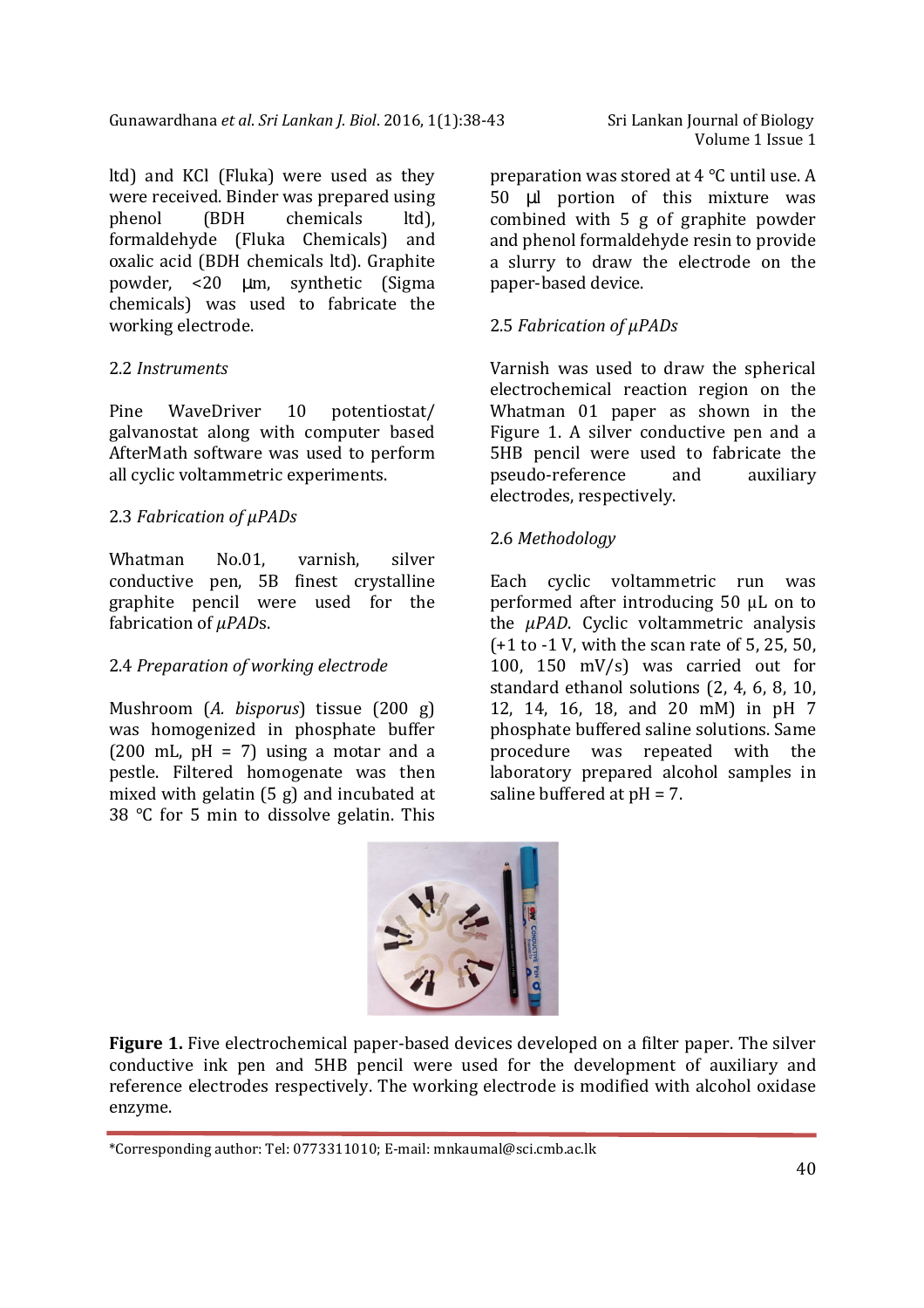ltd) and KCl (Fluka) were used as they were received. Binder was prepared using phenol (BDH chemicals ltd), formaldehyde (Fluka Chemicals) and oxalic acid (BDH chemicals ltd). Graphite powder, <20 μm, synthetic (Sigma chemicals) was used to fabricate the working electrode.

## 2.2 *Instruments*

Pine WaveDriver 10 potentiostat/ galvanostat along with computer based AfterMath software was used to perform all cyclic voltammetric experiments.

## 2.3 *Fabrication of μPADs*

Whatman No.01, varnish, silver conductive pen, 5B finest crystalline graphite pencil were used for the fabrication of *μPAD*s.

## 2.4 *Preparation of working electrode*

Mushroom (*A. bisporus*) tissue (200 g) was homogenized in phosphate buffer (200 mL, pH = 7) using a motar and a pestle. Filtered homogenate was then mixed with gelatin (5 g) and incubated at 38 °C for 5 min to dissolve gelatin. This preparation was stored at 4 °C until use. A 50 μl portion of this mixture was combined with 5 g of graphite powder and phenol formaldehyde resin to provide a slurry to draw the electrode on the paper-based device.

## 2.5 *Fabrication of μPADs*

Varnish was used to draw the spherical electrochemical reaction region on the Whatman 01 paper as shown in the Figure 1. A silver conductive pen and a 5HB pencil were used to fabricate the pseudo-reference and auxiliary electrodes, respectively.

## 2.6 *Methodology*

Each cyclic voltammetric run was performed after introducing 50 μL on to the *μPAD*. Cyclic voltammetric analysis (+1 to -1 V, with the scan rate of 5, 25, 50, 100, 150 mV/s) was carried out for standard ethanol solutions (2, 4, 6, 8, 10, 12, 14, 16, 18, and 20 mM) in pH 7 phosphate buffered saline solutions. Same procedure was repeated with the laboratory prepared alcohol samples in saline buffered at pH = 7.

**Figure 1.** Five electrochemical paper-based devices developed on a filter paper. The silver conductive ink pen and 5HB pencil were used for the development of auxiliary and reference electrodes respectively. The working electrode is modified with alcohol oxidase enzyme.

*Corresponding author: Tel: 0773311010; E-mail: mnkaumal@sci.cmb.ac.lk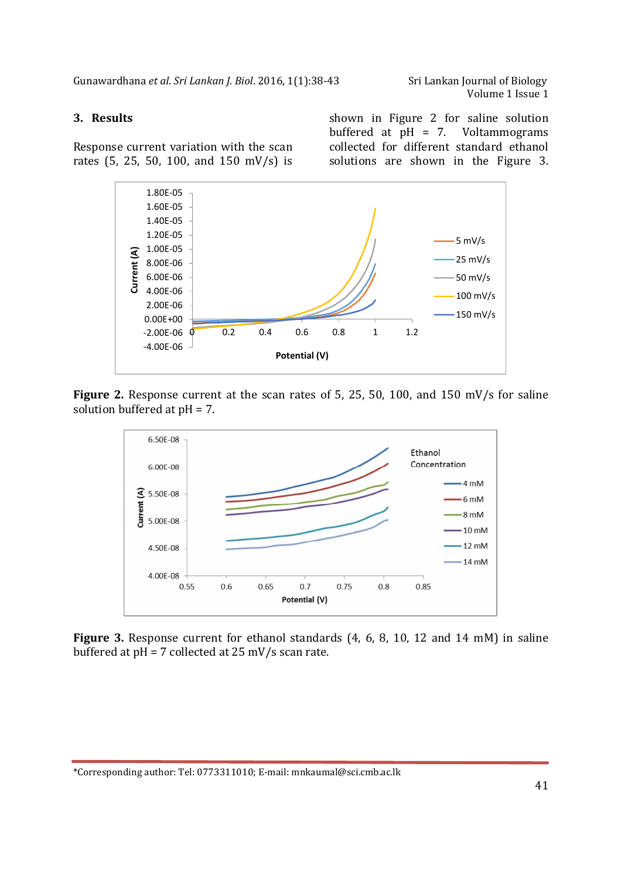## 3. Results

Response current variation with the scan rates (5, 25, 50, 100, and 150 mV/s) is shown in Figure 2 for saline solution buffered at pH = 7. Voltammograms collected for different standard ethanol solutions are shown in the Figure 3.

**Figure 2.** Response current at the scan rates of 5, 25, 50, 100, and 150 mV/s for saline solution buffered at pH = 7.

**Figure 3.** Response current for ethanol standards (4, 6, 8, 10, 12 and 14 mM) in saline buffered at pH = 7 collected at 25 mV/s scan rate.

*Corresponding author: Tel: 0773311010; E-mail: mnkaumal@sci.cmb.ac.lk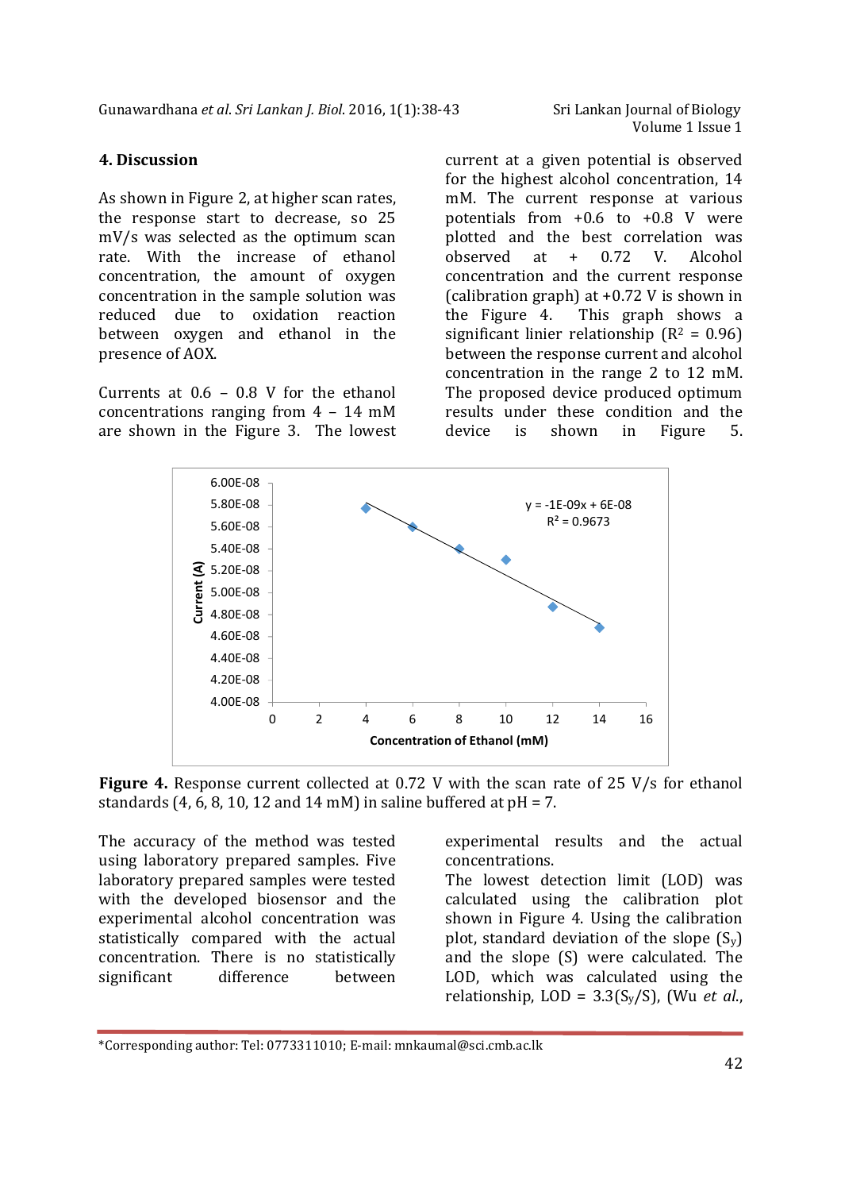## 4. Discussion

As shown in Figure 2, at higher scan rates, the response start to decrease, so 25 mV/s was selected as the optimum scan rate. With the increase of ethanol concentration, the amount of oxygen concentration in the sample solution was reduced due to oxidation reaction between oxygen and ethanol in the presence of AOX.

Currents at 0.6 – 0.8 V for the ethanol concentrations ranging from 4 – 14 mM are shown in the Figure 3. The lowest current at a given potential is observed for the highest alcohol concentration, 14 mM. The current response at various potentials from +0.6 to +0.8 V were plotted and the best correlation was observed at + 0.72 V. Alcohol concentration and the current response (calibration graph) at +0.72 V is shown in the Figure 4. This graph shows a significant linier relationship ($R^2$ = 0.96) between the response current and alcohol concentration in the range 2 to 12 mM. The proposed device produced optimum results under these condition and the device is shown in Figure 5.

**Figure 4.** Response current collected at 0.72 V with the scan rate of 25 V/s for ethanol standards (4, 6, 8, 10, 12 and 14 mM) in saline buffered at pH = 7.

The accuracy of the method was tested using laboratory prepared samples. Five laboratory prepared samples were tested with the developed biosensor and the experimental alcohol concentration was statistically compared with the actual concentration. There is no statistically significant difference between experimental results and the actual concentrations.

The lowest detection limit (LOD) was calculated using the calibration plot shown in Figure 4. Using the calibration plot, standard deviation of the slope ($S_y$) and the slope (S) were calculated. The LOD, which was calculated using the relationship, LOD = $3.3(S_y/S)$, (Wu *et al.*,

*Corresponding author: Tel: 0773311010; E-mail: mnkaumal@sci.cmb.ac.lk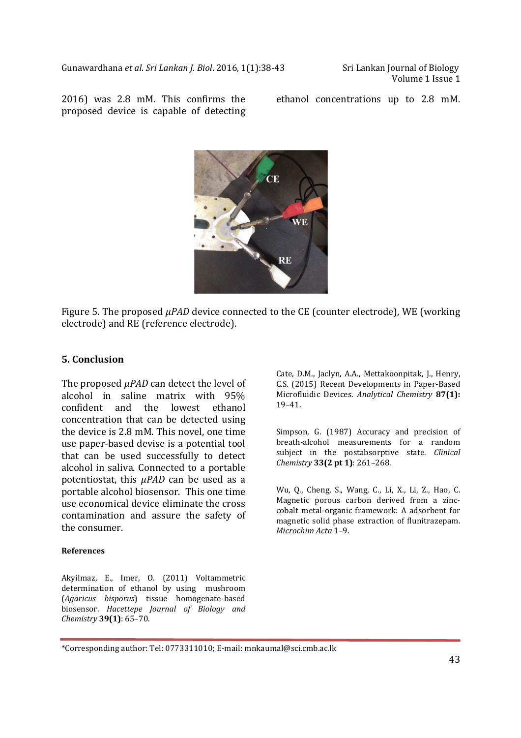2016) was 2.8 mM. This confirms the proposed device is capable of detecting ethanol concentrations up to 2.8 mM.

Figure 5. The proposed *μPAD* device connected to the CE (counter electrode), WE (working electrode) and RE (reference electrode).

## 5. Conclusion

The proposed *μPAD* can detect the level of alcohol in saline matrix with 95% confident and the lowest ethanol concentration that can be detected using the device is 2.8 mM. This novel, one time use paper-based devise is a potential tool that can be used successfully to detect alcohol in saliva. Connected to a portable potentiostat, this *μPAD* can be used as a portable alcohol biosensor. This one time use economical device eliminate the cross contamination and assure the safety of the consumer.

### References

Akyilmaz, E., Imer, O. (2011) Voltammetric determination of ethanol by using mushroom (*Agaricus bisporus*) tissue homogenate-based biosensor. *Hacettepe Journal of Biology and Chemistry* **39(1)**: 65–70.

Cate, D.M., Jaclyn, A.A., Mettakoonpitak, J., Henry, C.S. (2015) Recent Developments in Paper-Based Microfluidic Devices. *Analytical Chemistry* **87(1):** 19–41.

Simpson, G. (1987) Accuracy and precision of breath-alcohol measurements for a random subject in the postabsorptive state. *Clinical Chemistry* **33(2 pt 1)**: 261–268.

Wu, Q., Cheng, S., Wang, C., Li, X., Li, Z., Hao, C. Magnetic porous carbon derived from a zinc-cobalt metal-organic framework: A adsorbent for magnetic solid phase extraction of flunitrazepam. *Microchim Acta* 1–9.

*Corresponding author: Tel: 0773311010; E-mail: mnkaumal@sci.cmb.ac.lk